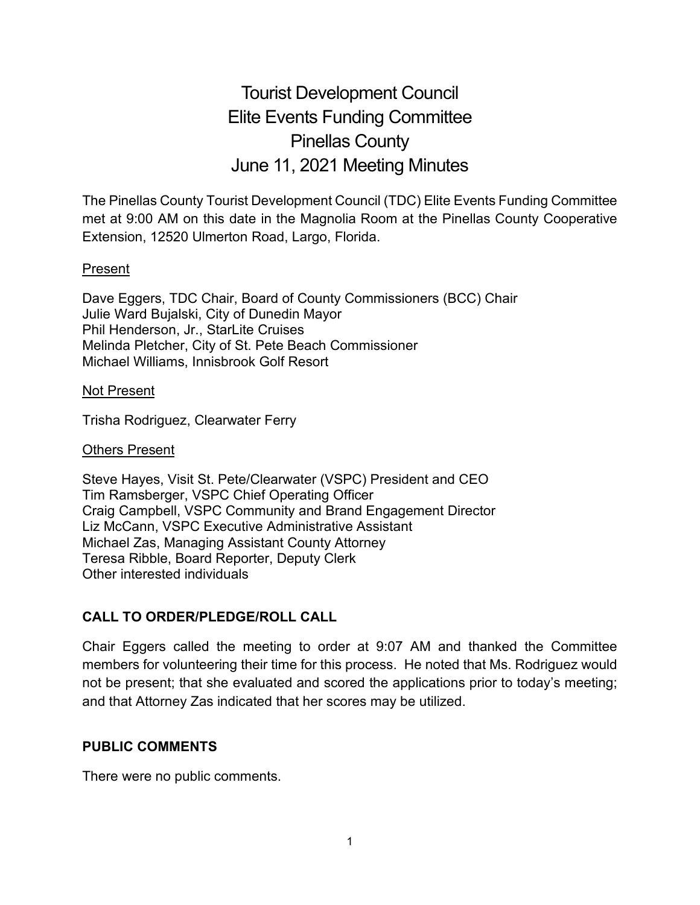# Tourist Development Council
# Elite Events Funding Committee
# Pinellas County
# June 11, 2021 Meeting Minutes

The Pinellas County Tourist Development Council (TDC) Elite Events Funding Committee met at 9:00 AM on this date in the Magnolia Room at the Pinellas County Cooperative Extension, 12520 Ulmerton Road, Largo, Florida.

Present

Dave Eggers, TDC Chair, Board of County Commissioners (BCC) Chair
Julie Ward Bujalski, City of Dunedin Mayor
Phil Henderson, Jr., StarLite Cruises
Melinda Pletcher, City of St. Pete Beach Commissioner
Michael Williams, Innisbrook Golf Resort

Not Present

Trisha Rodriguez, Clearwater Ferry

Others Present

Steve Hayes, Visit St. Pete/Clearwater (VSPC) President and CEO
Tim Ramsberger, VSPC Chief Operating Officer
Craig Campbell, VSPC Community and Brand Engagement Director
Liz McCann, VSPC Executive Administrative Assistant
Michael Zas, Managing Assistant County Attorney
Teresa Ribble, Board Reporter, Deputy Clerk
Other interested individuals

**CALL TO ORDER/PLEDGE/ROLL CALL**

Chair Eggers called the meeting to order at 9:07 AM and thanked the Committee members for volunteering their time for this process. He noted that Ms. Rodriguez would not be present; that she evaluated and scored the applications prior to today's meeting; and that Attorney Zas indicated that her scores may be utilized.

**PUBLIC COMMENTS**

There were no public comments.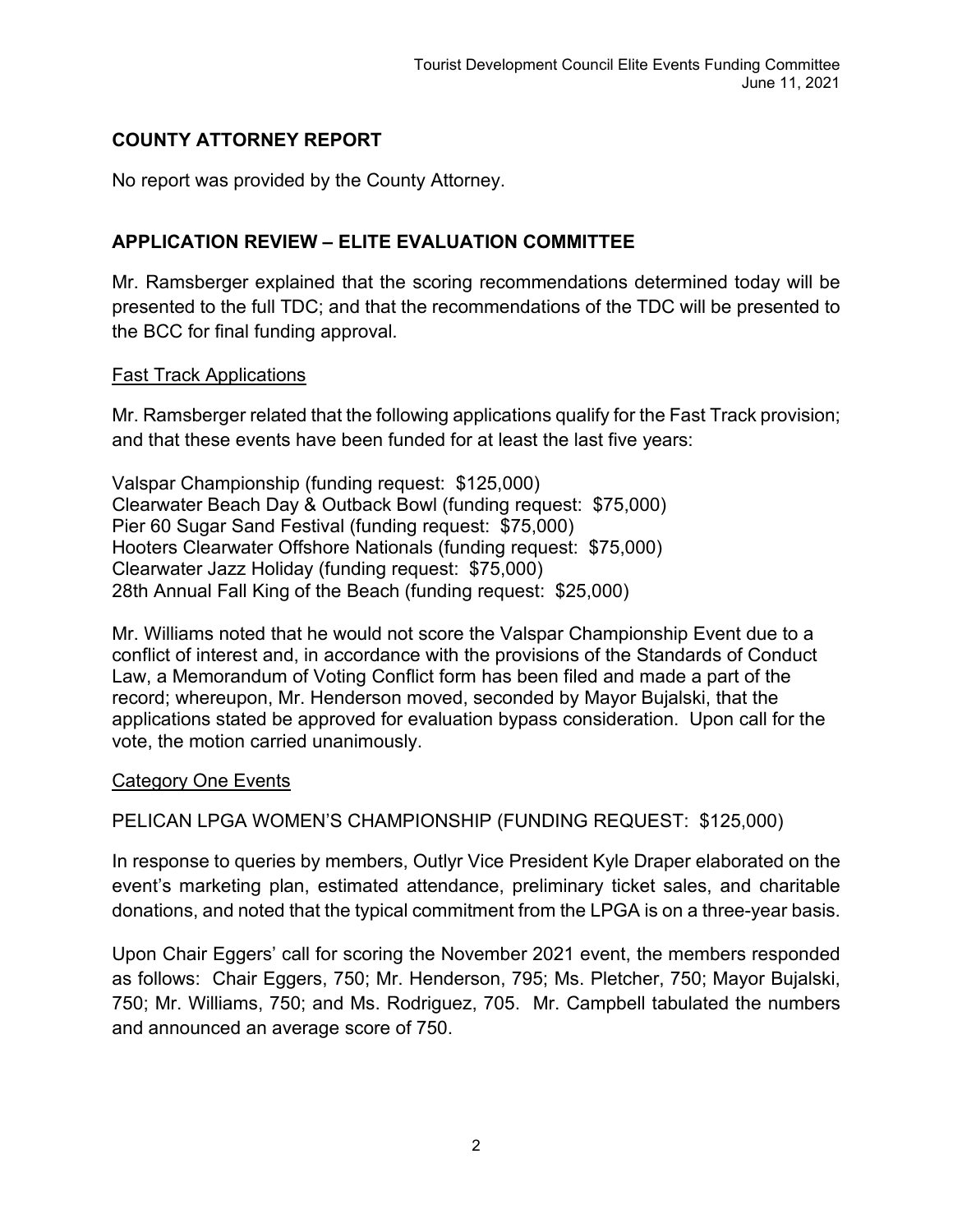## COUNTY ATTORNEY REPORT

No report was provided by the County Attorney.

## APPLICATION REVIEW – ELITE EVALUATION COMMITTEE

Mr. Ramsberger explained that the scoring recommendations determined today will be presented to the full TDC; and that the recommendations of the TDC will be presented to the BCC for final funding approval.

### Fast Track Applications

Mr. Ramsberger related that the following applications qualify for the Fast Track provision; and that these events have been funded for at least the last five years:

Valspar Championship (funding request: $125,000)
Clearwater Beach Day & Outback Bowl (funding request: $75,000)
Pier 60 Sugar Sand Festival (funding request: $75,000)
Hooters Clearwater Offshore Nationals (funding request: $75,000)
Clearwater Jazz Holiday (funding request: $75,000)
28th Annual Fall King of the Beach (funding request: $25,000)

Mr. Williams noted that he would not score the Valspar Championship Event due to a conflict of interest and, in accordance with the provisions of the Standards of Conduct Law, a Memorandum of Voting Conflict form has been filed and made a part of the record; whereupon, Mr. Henderson moved, seconded by Mayor Bujalski, that the applications stated be approved for evaluation bypass consideration. Upon call for the vote, the motion carried unanimously.

### Category One Events

PELICAN LPGA WOMEN'S CHAMPIONSHIP (FUNDING REQUEST: $125,000)

In response to queries by members, Outlyr Vice President Kyle Draper elaborated on the event's marketing plan, estimated attendance, preliminary ticket sales, and charitable donations, and noted that the typical commitment from the LPGA is on a three-year basis.

Upon Chair Eggers' call for scoring the November 2021 event, the members responded as follows: Chair Eggers, 750; Mr. Henderson, 795; Ms. Pletcher, 750; Mayor Bujalski, 750; Mr. Williams, 750; and Ms. Rodriguez, 705. Mr. Campbell tabulated the numbers and announced an average score of 750.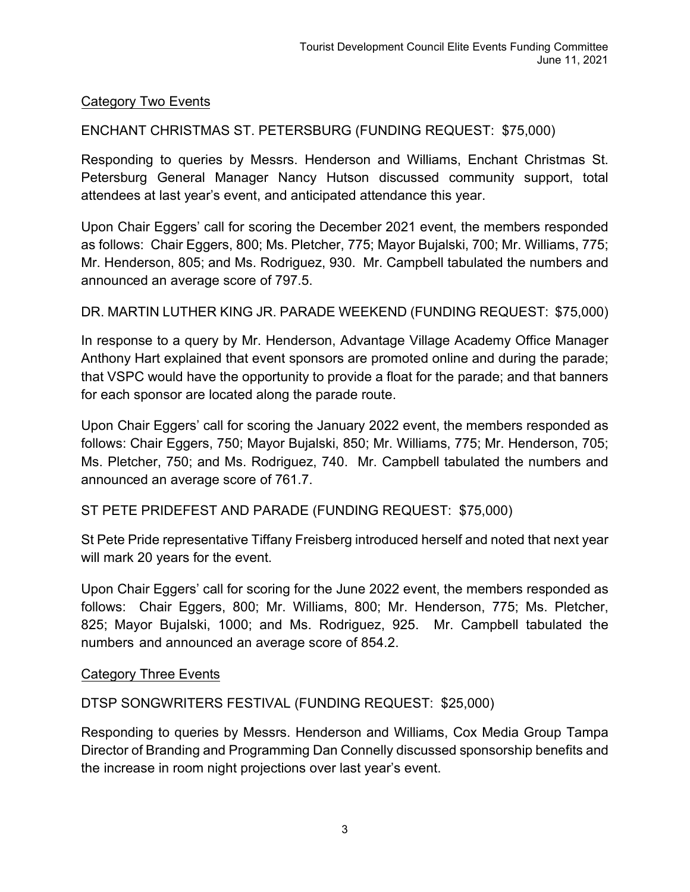Category Two Events

ENCHANT CHRISTMAS ST. PETERSBURG (FUNDING REQUEST: $75,000)

Responding to queries by Messrs. Henderson and Williams, Enchant Christmas St. Petersburg General Manager Nancy Hutson discussed community support, total attendees at last year's event, and anticipated attendance this year.

Upon Chair Eggers' call for scoring the December 2021 event, the members responded as follows: Chair Eggers, 800; Ms. Pletcher, 775; Mayor Bujalski, 700; Mr. Williams, 775; Mr. Henderson, 805; and Ms. Rodriguez, 930. Mr. Campbell tabulated the numbers and announced an average score of 797.5.

DR. MARTIN LUTHER KING JR. PARADE WEEKEND (FUNDING REQUEST: $75,000)

In response to a query by Mr. Henderson, Advantage Village Academy Office Manager Anthony Hart explained that event sponsors are promoted online and during the parade; that VSPC would have the opportunity to provide a float for the parade; and that banners for each sponsor are located along the parade route.

Upon Chair Eggers' call for scoring the January 2022 event, the members responded as follows: Chair Eggers, 750; Mayor Bujalski, 850; Mr. Williams, 775; Mr. Henderson, 705; Ms. Pletcher, 750; and Ms. Rodriguez, 740. Mr. Campbell tabulated the numbers and announced an average score of 761.7.

ST PETE PRIDEFEST AND PARADE (FUNDING REQUEST: $75,000)

St Pete Pride representative Tiffany Freisberg introduced herself and noted that next year will mark 20 years for the event.

Upon Chair Eggers' call for scoring for the June 2022 event, the members responded as follows: Chair Eggers, 800; Mr. Williams, 800; Mr. Henderson, 775; Ms. Pletcher, 825; Mayor Bujalski, 1000; and Ms. Rodriguez, 925. Mr. Campbell tabulated the numbers and announced an average score of 854.2.

Category Three Events

DTSP SONGWRITERS FESTIVAL (FUNDING REQUEST: $25,000)

Responding to queries by Messrs. Henderson and Williams, Cox Media Group Tampa Director of Branding and Programming Dan Connelly discussed sponsorship benefits and the increase in room night projections over last year's event.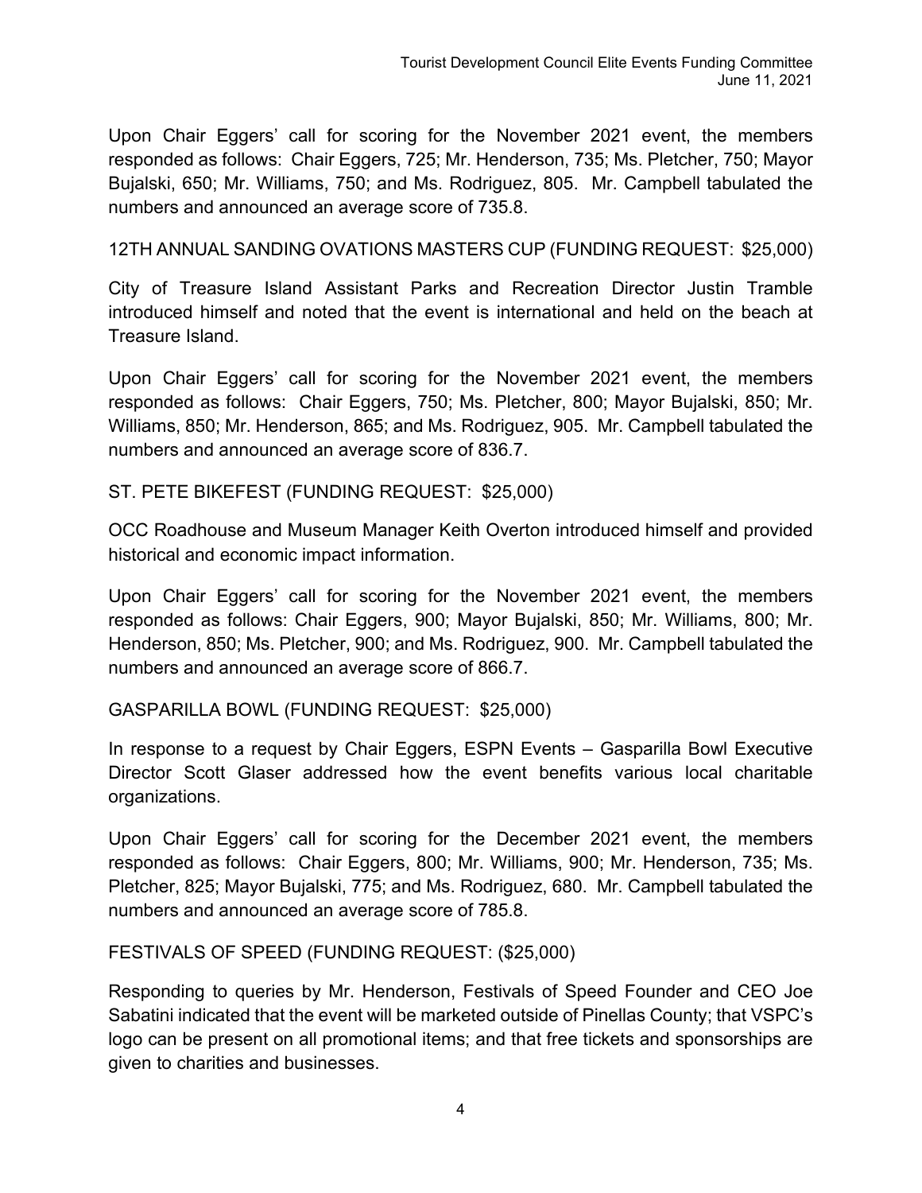Upon Chair Eggers' call for scoring for the November 2021 event, the members responded as follows: Chair Eggers, 725; Mr. Henderson, 735; Ms. Pletcher, 750; Mayor Bujalski, 650; Mr. Williams, 750; and Ms. Rodriguez, 805. Mr. Campbell tabulated the numbers and announced an average score of 735.8.

12TH ANNUAL SANDING OVATIONS MASTERS CUP (FUNDING REQUEST: $25,000)

City of Treasure Island Assistant Parks and Recreation Director Justin Tramble introduced himself and noted that the event is international and held on the beach at Treasure Island.

Upon Chair Eggers' call for scoring for the November 2021 event, the members responded as follows: Chair Eggers, 750; Ms. Pletcher, 800; Mayor Bujalski, 850; Mr. Williams, 850; Mr. Henderson, 865; and Ms. Rodriguez, 905. Mr. Campbell tabulated the numbers and announced an average score of 836.7.

ST. PETE BIKEFEST (FUNDING REQUEST: $25,000)

OCC Roadhouse and Museum Manager Keith Overton introduced himself and provided historical and economic impact information.

Upon Chair Eggers' call for scoring for the November 2021 event, the members responded as follows: Chair Eggers, 900; Mayor Bujalski, 850; Mr. Williams, 800; Mr. Henderson, 850; Ms. Pletcher, 900; and Ms. Rodriguez, 900. Mr. Campbell tabulated the numbers and announced an average score of 866.7.

GASPARILLA BOWL (FUNDING REQUEST: $25,000)

In response to a request by Chair Eggers, ESPN Events – Gasparilla Bowl Executive Director Scott Glaser addressed how the event benefits various local charitable organizations.

Upon Chair Eggers' call for scoring for the December 2021 event, the members responded as follows: Chair Eggers, 800; Mr. Williams, 900; Mr. Henderson, 735; Ms. Pletcher, 825; Mayor Bujalski, 775; and Ms. Rodriguez, 680. Mr. Campbell tabulated the numbers and announced an average score of 785.8.

FESTIVALS OF SPEED (FUNDING REQUEST: ($25,000)

Responding to queries by Mr. Henderson, Festivals of Speed Founder and CEO Joe Sabatini indicated that the event will be marketed outside of Pinellas County; that VSPC's logo can be present on all promotional items; and that free tickets and sponsorships are given to charities and businesses.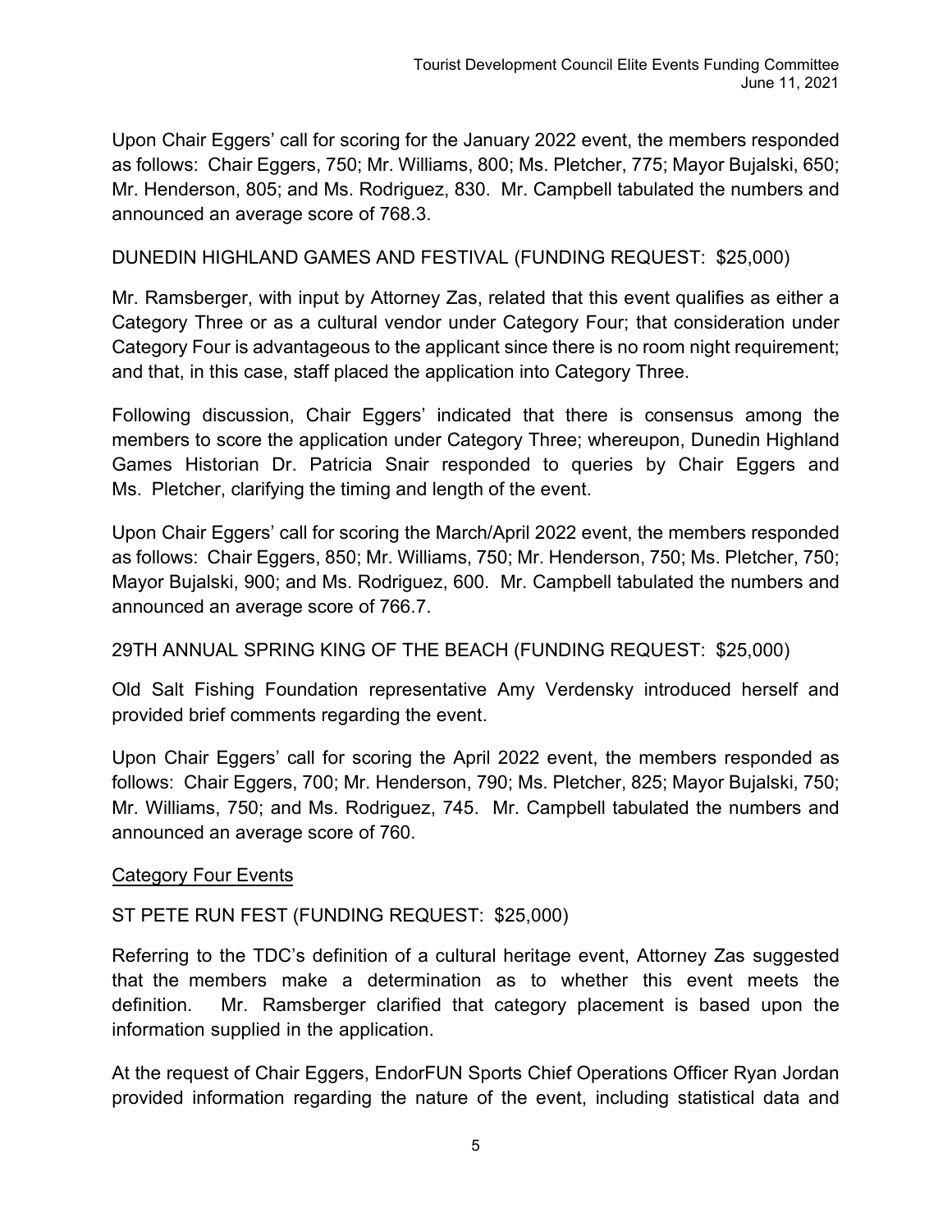Upon Chair Eggers' call for scoring for the January 2022 event, the members responded as follows: Chair Eggers, 750; Mr. Williams, 800; Ms. Pletcher, 775; Mayor Bujalski, 650; Mr. Henderson, 805; and Ms. Rodriguez, 830. Mr. Campbell tabulated the numbers and announced an average score of 768.3.

DUNEDIN HIGHLAND GAMES AND FESTIVAL (FUNDING REQUEST: $25,000)

Mr. Ramsberger, with input by Attorney Zas, related that this event qualifies as either a Category Three or as a cultural vendor under Category Four; that consideration under Category Four is advantageous to the applicant since there is no room night requirement; and that, in this case, staff placed the application into Category Three.

Following discussion, Chair Eggers' indicated that there is consensus among the members to score the application under Category Three; whereupon, Dunedin Highland Games Historian Dr. Patricia Snair responded to queries by Chair Eggers and Ms. Pletcher, clarifying the timing and length of the event.

Upon Chair Eggers' call for scoring the March/April 2022 event, the members responded as follows: Chair Eggers, 850; Mr. Williams, 750; Mr. Henderson, 750; Ms. Pletcher, 750; Mayor Bujalski, 900; and Ms. Rodriguez, 600. Mr. Campbell tabulated the numbers and announced an average score of 766.7.

29TH ANNUAL SPRING KING OF THE BEACH (FUNDING REQUEST: $25,000)

Old Salt Fishing Foundation representative Amy Verdensky introduced herself and provided brief comments regarding the event.

Upon Chair Eggers' call for scoring the April 2022 event, the members responded as follows: Chair Eggers, 700; Mr. Henderson, 790; Ms. Pletcher, 825; Mayor Bujalski, 750; Mr. Williams, 750; and Ms. Rodriguez, 745. Mr. Campbell tabulated the numbers and announced an average score of 760.

<u>Category Four Events</u>

ST PETE RUN FEST (FUNDING REQUEST: $25,000)

Referring to the TDC's definition of a cultural heritage event, Attorney Zas suggested that the members make a determination as to whether this event meets the definition. Mr. Ramsberger clarified that category placement is based upon the information supplied in the application.

At the request of Chair Eggers, EndorFUN Sports Chief Operations Officer Ryan Jordan provided information regarding the nature of the event, including statistical data and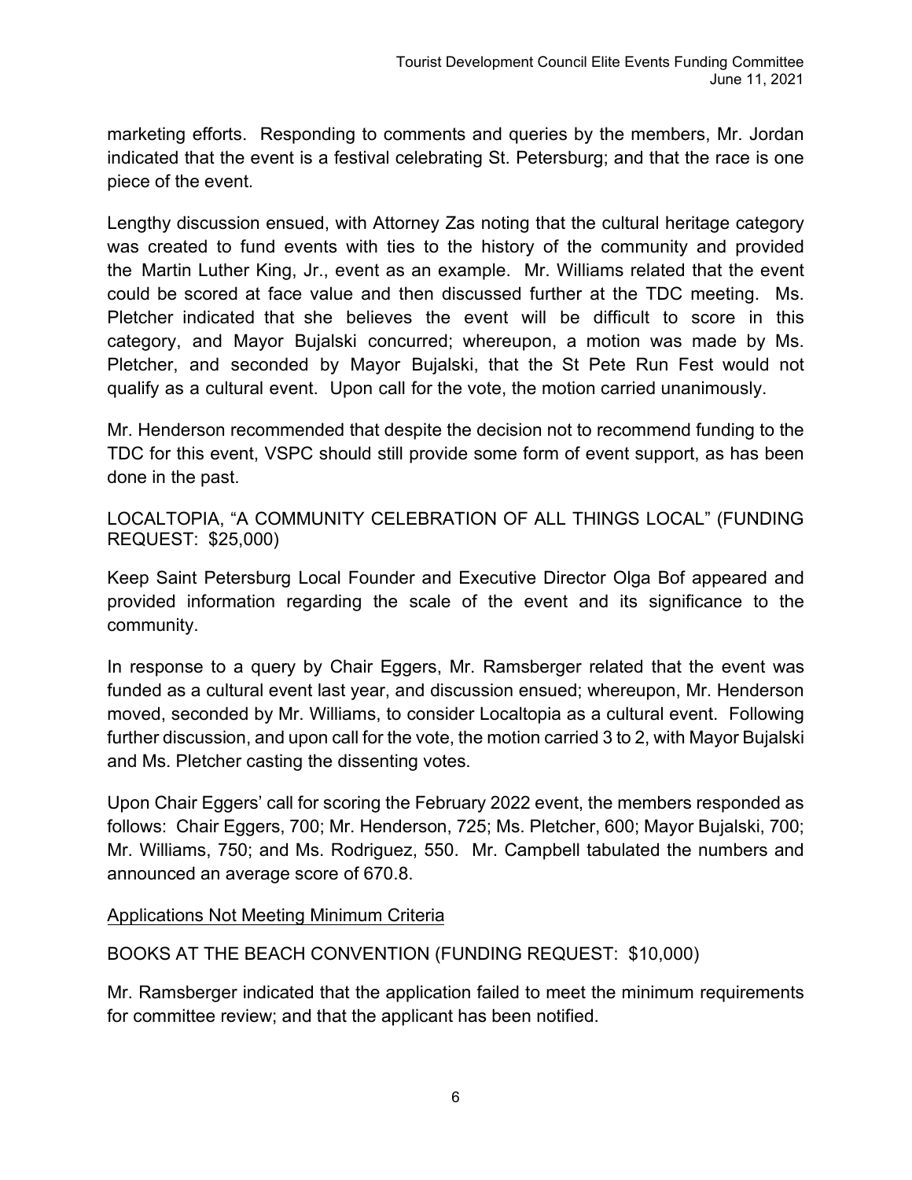marketing efforts. Responding to comments and queries by the members, Mr. Jordan indicated that the event is a festival celebrating St. Petersburg; and that the race is one piece of the event.

Lengthy discussion ensued, with Attorney Zas noting that the cultural heritage category was created to fund events with ties to the history of the community and provided the Martin Luther King, Jr., event as an example. Mr. Williams related that the event could be scored at face value and then discussed further at the TDC meeting. Ms. Pletcher indicated that she believes the event will be difficult to score in this category, and Mayor Bujalski concurred; whereupon, a motion was made by Ms. Pletcher, and seconded by Mayor Bujalski, that the St Pete Run Fest would not qualify as a cultural event. Upon call for the vote, the motion carried unanimously.

Mr. Henderson recommended that despite the decision not to recommend funding to the TDC for this event, VSPC should still provide some form of event support, as has been done in the past.

LOCALTOPIA, "A COMMUNITY CELEBRATION OF ALL THINGS LOCAL" (FUNDING REQUEST: $25,000)

Keep Saint Petersburg Local Founder and Executive Director Olga Bof appeared and provided information regarding the scale of the event and its significance to the community.

In response to a query by Chair Eggers, Mr. Ramsberger related that the event was funded as a cultural event last year, and discussion ensued; whereupon, Mr. Henderson moved, seconded by Mr. Williams, to consider Localtopia as a cultural event. Following further discussion, and upon call for the vote, the motion carried 3 to 2, with Mayor Bujalski and Ms. Pletcher casting the dissenting votes.

Upon Chair Eggers' call for scoring the February 2022 event, the members responded as follows: Chair Eggers, 700; Mr. Henderson, 725; Ms. Pletcher, 600; Mayor Bujalski, 700; Mr. Williams, 750; and Ms. Rodriguez, 550. Mr. Campbell tabulated the numbers and announced an average score of 670.8.

Applications Not Meeting Minimum Criteria

BOOKS AT THE BEACH CONVENTION (FUNDING REQUEST: $10,000)

Mr. Ramsberger indicated that the application failed to meet the minimum requirements for committee review; and that the applicant has been notified.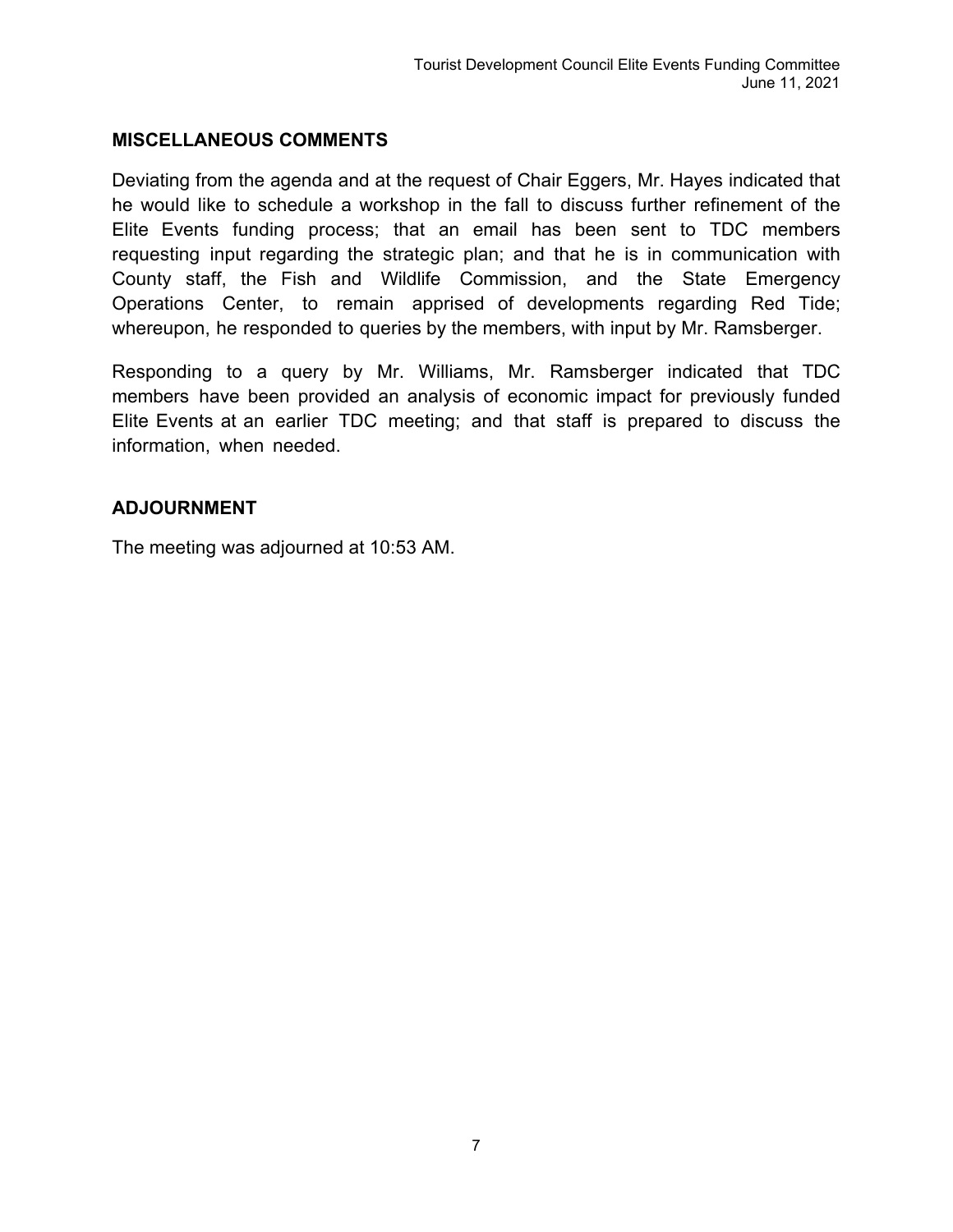## MISCELLANEOUS COMMENTS

Deviating from the agenda and at the request of Chair Eggers, Mr. Hayes indicated that he would like to schedule a workshop in the fall to discuss further refinement of the Elite Events funding process; that an email has been sent to TDC members requesting input regarding the strategic plan; and that he is in communication with County staff, the Fish and Wildlife Commission, and the State Emergency Operations Center, to remain apprised of developments regarding Red Tide; whereupon, he responded to queries by the members, with input by Mr. Ramsberger.

Responding to a query by Mr. Williams, Mr. Ramsberger indicated that TDC members have been provided an analysis of economic impact for previously funded Elite Events at an earlier TDC meeting; and that staff is prepared to discuss the information, when needed.

## ADJOURNMENT

The meeting was adjourned at 10:53 AM.